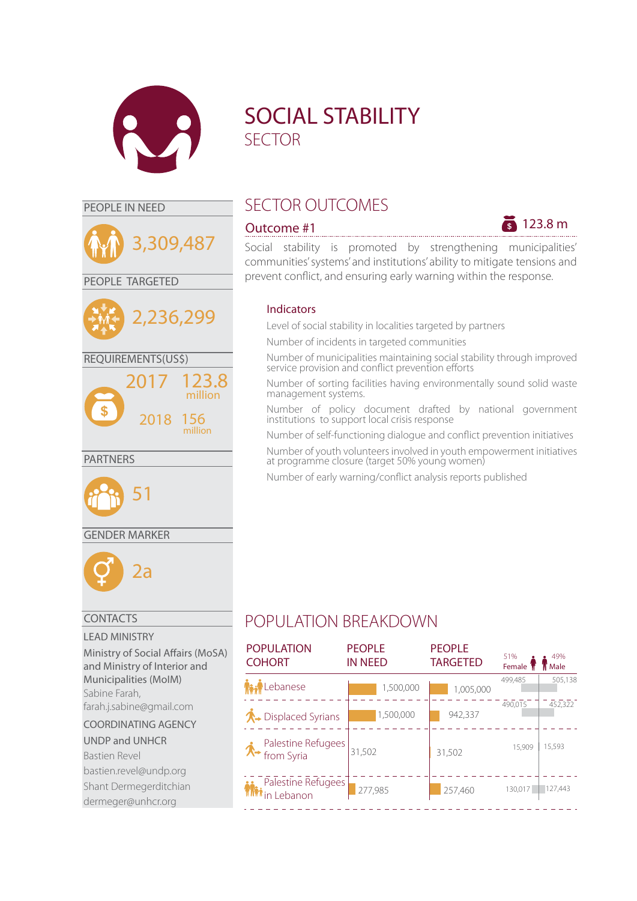# SOCIAL STABILITY
## SECTOR

### PEOPLE IN NEED

3,309,487

### PEOPLE TARGETED

2,236,299

### REQUIREMENTS(US$)

2017 123.8 million

2018 156 million

### PARTNERS

51

### GENDER MARKER

2a

### CONTACTS

**LEAD MINISTRY**

Ministry of Social Affairs (MoSA) and Ministry of Interior and Municipalities (MoIM)

Sabine Farah,
farah.j.sabine@gmail.com

**COORDINATING AGENCY**

UNDP and UNHCR

Bastien Revel
bastien.revel@undp.org

Shant Dermegerditchian
dermeger@unhcr.org

## SECTOR OUTCOMES

### Outcome #1

123.8 m

Social stability is promoted by strengthening municipalities' communities' systems' and institutions' ability to mitigate tensions and prevent conflict, and ensuring early warning within the response.

**Indicators**

- Level of social stability in localities targeted by partners
- Number of incidents in targeted communities
- Number of municipalities maintaining social stability through improved service provision and conflict prevention efforts
- Number of sorting facilities having environmentally sound solid waste management systems.
- Number of policy document drafted by national government institutions to support local crisis response
- Number of self-functioning dialogue and conflict prevention initiatives
- Number of youth volunteers involved in youth empowerment initiatives at programme closure (target 50% young women)
- Number of early warning/conflict analysis reports published

## POPULATION BREAKDOWN

| POPULATION COHORT | PEOPLE IN NEED | PEOPLE TARGETED | 51% Female | 49% Male |
|---|---|---|---|---|
| Lebanese | 1,500,000 | 1,005,000 | 499,485 | 505,138 |
| Displaced Syrians | 1,500,000 | 942,337 | 490,015 | 452,322 |
| Palestine Refugees from Syria | 31,502 | 31,502 | 15,909 | 15,593 |
| Palestine Refugees in Lebanon | 277,985 | 257,460 | 130,017 | 127,443 |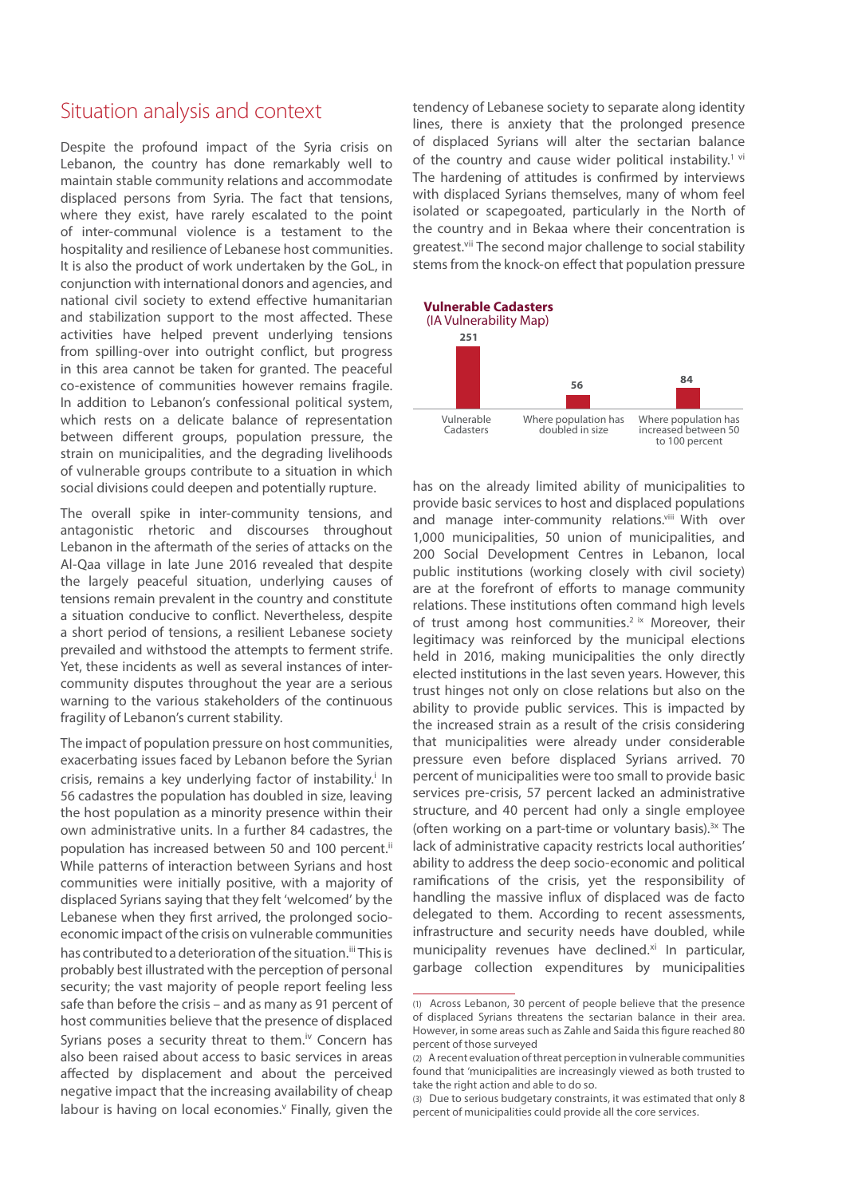## Situation analysis and context

Despite the profound impact of the Syria crisis on Lebanon, the country has done remarkably well to maintain stable community relations and accommodate displaced persons from Syria. The fact that tensions, where they exist, have rarely escalated to the point of inter-communal violence is a testament to the hospitality and resilience of Lebanese host communities. It is also the product of work undertaken by the GoL, in conjunction with international donors and agencies, and national civil society to extend effective humanitarian and stabilization support to the most affected. These activities have helped prevent underlying tensions from spilling-over into outright conflict, but progress in this area cannot be taken for granted. The peaceful co-existence of communities however remains fragile. In addition to Lebanon's confessional political system, which rests on a delicate balance of representation between different groups, population pressure, the strain on municipalities, and the degrading livelihoods of vulnerable groups contribute to a situation in which social divisions could deepen and potentially rupture.

The overall spike in inter-community tensions, and antagonistic rhetoric and discourses throughout Lebanon in the aftermath of the series of attacks on the Al-Qaa village in late June 2016 revealed that despite the largely peaceful situation, underlying causes of tensions remain prevalent in the country and constitute a situation conducive to conflict. Nevertheless, despite a short period of tensions, a resilient Lebanese society prevailed and withstood the attempts to ferment strife. Yet, these incidents as well as several instances of inter-community disputes throughout the year are a serious warning to the various stakeholders of the continuous fragility of Lebanon's current stability.

The impact of population pressure on host communities, exacerbating issues faced by Lebanon before the Syrian crisis, remains a key underlying factor of instability.[i] In 56 cadastres the population has doubled in size, leaving the host population as a minority presence within their own administrative units. In a further 84 cadastres, the population has increased between 50 and 100 percent.[ii] While patterns of interaction between Syrians and host communities were initially positive, with a majority of displaced Syrians saying that they felt 'welcomed' by the Lebanese when they first arrived, the prolonged socio-economic impact of the crisis on vulnerable communities has contributed to a deterioration of the situation.[iii] This is probably best illustrated with the perception of personal security; the vast majority of people report feeling less safe than before the crisis – and as many as 91 percent of host communities believe that the presence of displaced Syrians poses a security threat to them.[iv] Concern has also been raised about access to basic services in areas affected by displacement and about the perceived negative impact that the increasing availability of cheap labour is having on local economies.[v] Finally, given the tendency of Lebanese society to separate along identity lines, there is anxiety that the prolonged presence of displaced Syrians will alter the sectarian balance of the country and cause wider political instability.[1] [vi] The hardening of attitudes is confirmed by interviews with displaced Syrians themselves, many of whom feel isolated or scapegoated, particularly in the North of the country and in Bekaa where their concentration is greatest.[vii] The second major challenge to social stability stems from the knock-on effect that population pressure has on the already limited ability of municipalities to provide basic services to host and displaced populations and manage inter-community relations.[viii] With over 1,000 municipalities, 50 union of municipalities, and 200 Social Development Centres in Lebanon, local public institutions (working closely with civil society) are at the forefront of efforts to manage community relations. These institutions often command high levels of trust among host communities.[2] [ix] Moreover, their legitimacy was reinforced by the municipal elections held in 2016, making municipalities the only directly elected institutions in the last seven years. However, this trust hinges not only on close relations but also on the ability to provide public services. This is impacted by the increased strain as a result of the crisis considering that municipalities were already under considerable pressure even before displaced Syrians arrived. 70 percent of municipalities were too small to provide basic services pre-crisis, 57 percent lacked an administrative structure, and 40 percent had only a single employee (often working on a part-time or voluntary basis).[3x] The lack of administrative capacity restricts local authorities' ability to address the deep socio-economic and political ramifications of the crisis, yet the responsibility of handling the massive influx of displaced was de facto delegated to them. According to recent assessments, infrastructure and security needs have doubled, while municipality revenues have declined.[xi] In particular, garbage collection expenditures by municipalities

**Vulnerable Cadasters**
(IA Vulnerability Map)

| Category | Number |
|---|---|
| Vulnerable Cadasters | 251 |
| Where population has doubled in size | 56 |
| Where population has increased between 50 to 100 percent | 84 |

---

(1) Across Lebanon, 30 percent of people believe that the presence of displaced Syrians threatens the sectarian balance in their area. However, in some areas such as Zahle and Saida this figure reached 80 percent of those surveyed

(2) A recent evaluation of threat perception in vulnerable communities found that 'municipalities are increasingly viewed as both trusted to take the right action and able to do so.

(3) Due to serious budgetary constraints, it was estimated that only 8 percent of municipalities could provide all the core services.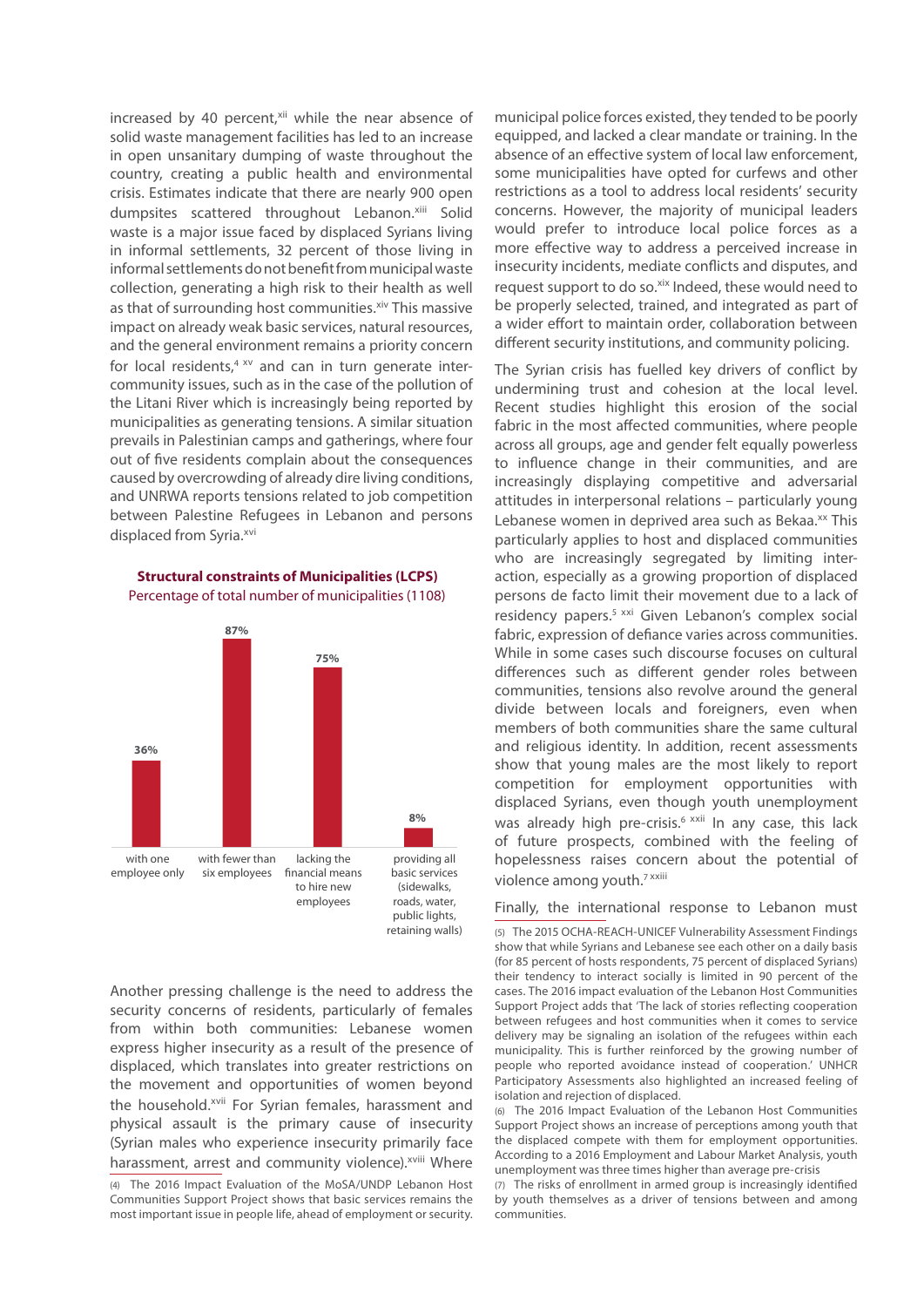increased by 40 percent,[xii] while the near absence of solid waste management facilities has led to an increase in open unsanitary dumping of waste throughout the country, creating a public health and environmental crisis. Estimates indicate that there are nearly 900 open dumpsites scattered throughout Lebanon.[xiii] Solid waste is a major issue faced by displaced Syrians living in informal settlements, 32 percent of those living in informal settlements do not benefit from municipal waste collection, generating a high risk to their health as well as that of surrounding host communities.[xiv] This massive impact on already weak basic services, natural resources, and the general environment remains a priority concern for local residents,[4] [xv] and can in turn generate inter-community issues, such as in the case of the pollution of the Litani River which is increasingly being reported by municipalities as generating tensions. A similar situation prevails in Palestinian camps and gatherings, where four out of five residents complain about the consequences caused by overcrowding of already dire living conditions, and UNRWA reports tensions related to job competition between Palestine Refugees in Lebanon and persons displaced from Syria.[xvi]

**Structural constraints of Municipalities (LCPS)**
Percentage of total number of municipalities (1108)

| Category | Percentage |
|---|---|
| with one employee only | 36% |
| with fewer than six employees | 87% |
| lacking the financial means to hire new employees | 75% |
| providing all basic services (sidewalks, roads, water, public lights, retaining walls) | 8% |

Another pressing challenge is the need to address the security concerns of residents, particularly of females from within both communities: Lebanese women express higher insecurity as a result of the presence of displaced, which translates into greater restrictions on the movement and opportunities of women beyond the household.[xvii] For Syrian females, harassment and physical assault is the primary cause of insecurity (Syrian males who experience insecurity primarily face harassment, arrest and community violence).[xviii] Where municipal police forces existed, they tended to be poorly equipped, and lacked a clear mandate or training. In the absence of an effective system of local law enforcement, some municipalities have opted for curfews and other restrictions as a tool to address local residents' security concerns. However, the majority of municipal leaders would prefer to introduce local police forces as a more effective way to address a perceived increase in insecurity incidents, mediate conflicts and disputes, and request support to do so.[xix] Indeed, these would need to be properly selected, trained, and integrated as part of a wider effort to maintain order, collaboration between different security institutions, and community policing.

The Syrian crisis has fuelled key drivers of conflict by undermining trust and cohesion at the local level. Recent studies highlight this erosion of the social fabric in the most affected communities, where people across all groups, age and gender felt equally powerless to influence change in their communities, and are increasingly displaying competitive and adversarial attitudes in interpersonal relations – particularly young Lebanese women in deprived area such as Bekaa.[xx] This particularly applies to host and displaced communities who are increasingly segregated by limiting inter-action, especially as a growing proportion of displaced persons de facto limit their movement due to a lack of residency papers.[5] [xxi] Given Lebanon's complex social fabric, expression of defiance varies across communities. While in some cases such discourse focuses on cultural differences such as different gender roles between communities, tensions also revolve around the general divide between locals and foreigners, even when members of both communities share the same cultural and religious identity. In addition, recent assessments show that young males are the most likely to report competition for employment opportunities with displaced Syrians, even though youth unemployment was already high pre-crisis.[6] [xxii] In any case, this lack of future prospects, combined with the feeling of hopelessness raises concern about the potential of violence among youth.[7] [xxiii]

Finally, the international response to Lebanon must

(4) The 2016 Impact Evaluation of the MoSA/UNDP Lebanon Host Communities Support Project shows that basic services remains the most important issue in people life, ahead of employment or security.

(5) The 2015 OCHA-REACH-UNICEF Vulnerability Assessment Findings show that while Syrians and Lebanese see each other on a daily basis (for 85 percent of hosts respondents, 75 percent of displaced Syrians) their tendency to interact socially is limited in 90 percent of the cases. The 2016 impact evaluation of the Lebanon Host Communities Support Project adds that 'The lack of stories reflecting cooperation between refugees and host communities when it comes to service delivery may be signaling an isolation of the refugees within each municipality. This is further reinforced by the growing number of people who reported avoidance instead of cooperation.' UNHCR Participatory Assessments also highlighted an increased feeling of isolation and rejection of displaced.

(6) The 2016 Impact Evaluation of the Lebanon Host Communities Support Project shows an increase of perceptions among youth that the displaced compete with them for employment opportunities. According to a 2016 Employment and Labour Market Analysis, youth unemployment was three times higher than average pre-crisis

(7) The risks of enrollment in armed group is increasingly identified by youth themselves as a driver of tensions between and among communities.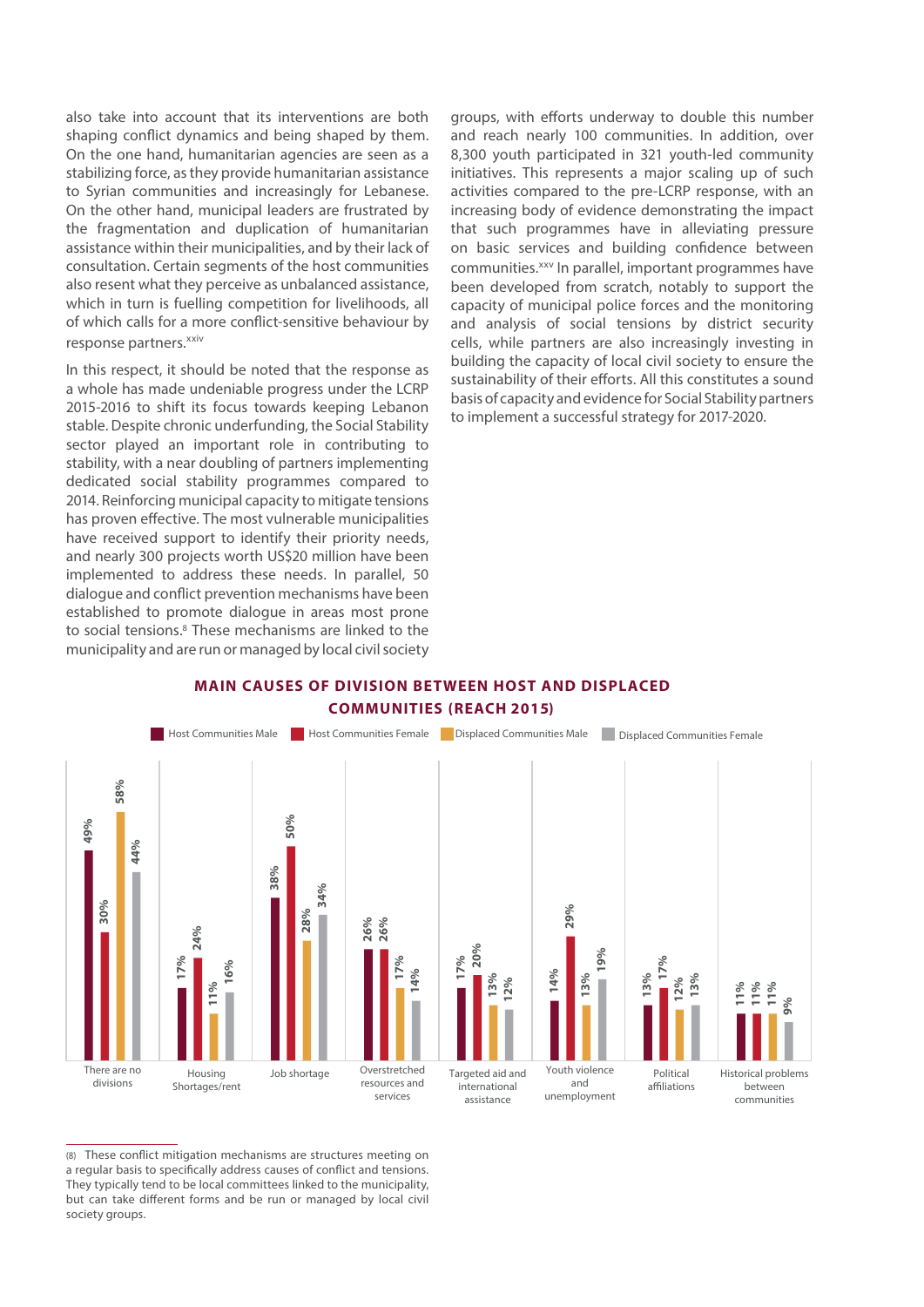also take into account that its interventions are both shaping conflict dynamics and being shaped by them. On the one hand, humanitarian agencies are seen as a stabilizing force, as they provide humanitarian assistance to Syrian communities and increasingly for Lebanese. On the other hand, municipal leaders are frustrated by the fragmentation and duplication of humanitarian assistance within their municipalities, and by their lack of consultation. Certain segments of the host communities also resent what they perceive as unbalanced assistance, which in turn is fuelling competition for livelihoods, all of which calls for a more conflict-sensitive behaviour by response partners.[xxiv]

In this respect, it should be noted that the response as a whole has made undeniable progress under the LCRP 2015-2016 to shift its focus towards keeping Lebanon stable. Despite chronic underfunding, the Social Stability sector played an important role in contributing to stability, with a near doubling of partners implementing dedicated social stability programmes compared to 2014. Reinforcing municipal capacity to mitigate tensions has proven effective. The most vulnerable municipalities have received support to identify their priority needs, and nearly 300 projects worth US$20 million have been implemented to address these needs. In parallel, 50 dialogue and conflict prevention mechanisms have been established to promote dialogue in areas most prone to social tensions.[8] These mechanisms are linked to the municipality and are run or managed by local civil society groups, with efforts underway to double this number and reach nearly 100 communities. In addition, over 8,300 youth participated in 321 youth-led community initiatives. This represents a major scaling up of such activities compared to the pre-LCRP response, with an increasing body of evidence demonstrating the impact that such programmes have in alleviating pressure on basic services and building confidence between communities.[xxv] In parallel, important programmes have been developed from scratch, notably to support the capacity of municipal police forces and the monitoring and analysis of social tensions by district security cells, while partners are also increasingly investing in building the capacity of local civil society to ensure the sustainability of their efforts. All this constitutes a sound basis of capacity and evidence for Social Stability partners to implement a successful strategy for 2017-2020.

**MAIN CAUSES OF DIVISION BETWEEN HOST AND DISPLACED COMMUNITIES (REACH 2015)**

| Cause | Host Communities Male | Host Communities Female | Displaced Communities Male | Displaced Communities Female |
|---|---|---|---|---|
| There are no divisions | 49% | 30% | 58% | 44% |
| Housing Shortages/rent | 17% | 24% | 11% | 16% |
| Job shortage | 38% | 50% | 28% | 34% |
| Overstretched resources and services | 26% | 26% | 17% | 14% |
| Targeted aid and international assistance | 17% | 20% | 13% | 12% |
| Youth violence and unemployment | 14% | 29% | 13% | 19% |
| Political affiliations | 13% | 17% | 12% | 13% |
| Historical problems between communities | 11% | 11% | 11% | 9% |

(8) These conflict mitigation mechanisms are structures meeting on a regular basis to specifically address causes of conflict and tensions. They typically tend to be local committees linked to the municipality, but can take different forms and be run or managed by local civil society groups.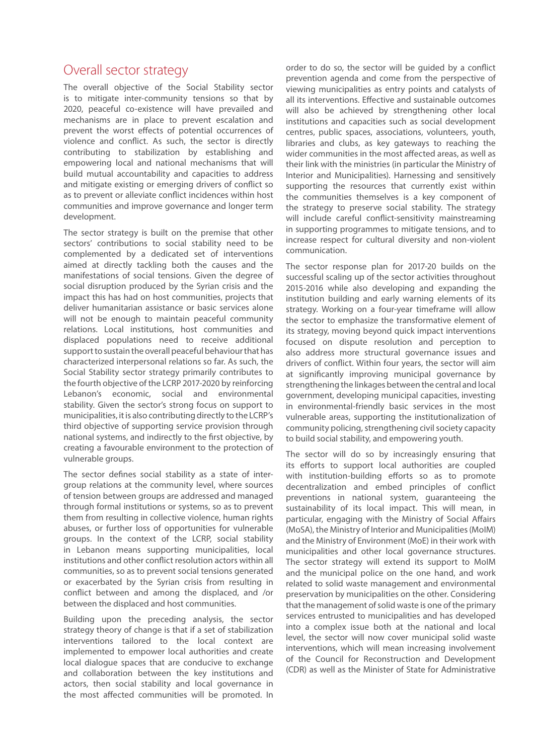## Overall sector strategy

The overall objective of the Social Stability sector is to mitigate inter-community tensions so that by 2020, peaceful co-existence will have prevailed and mechanisms are in place to prevent escalation and prevent the worst effects of potential occurrences of violence and conflict. As such, the sector is directly contributing to stabilization by establishing and empowering local and national mechanisms that will build mutual accountability and capacities to address and mitigate existing or emerging drivers of conflict so as to prevent or alleviate conflict incidences within host communities and improve governance and longer term development.

The sector strategy is built on the premise that other sectors' contributions to social stability need to be complemented by a dedicated set of interventions aimed at directly tackling both the causes and the manifestations of social tensions. Given the degree of social disruption produced by the Syrian crisis and the impact this has had on host communities, projects that deliver humanitarian assistance or basic services alone will not be enough to maintain peaceful community relations. Local institutions, host communities and displaced populations need to receive additional support to sustain the overall peaceful behaviour that has characterized interpersonal relations so far. As such, the Social Stability sector strategy primarily contributes to the fourth objective of the LCRP 2017-2020 by reinforcing Lebanon's economic, social and environmental stability. Given the sector's strong focus on support to municipalities, it is also contributing directly to the LCRP's third objective of supporting service provision through national systems, and indirectly to the first objective, by creating a favourable environment to the protection of vulnerable groups.

The sector defines social stability as a state of inter-group relations at the community level, where sources of tension between groups are addressed and managed through formal institutions or systems, so as to prevent them from resulting in collective violence, human rights abuses, or further loss of opportunities for vulnerable groups. In the context of the LCRP, social stability in Lebanon means supporting municipalities, local institutions and other conflict resolution actors within all communities, so as to prevent social tensions generated or exacerbated by the Syrian crisis from resulting in conflict between and among the displaced, and /or between the displaced and host communities.

Building upon the preceding analysis, the sector strategy theory of change is that if a set of stabilization interventions tailored to the local context are implemented to empower local authorities and create local dialogue spaces that are conducive to exchange and collaboration between the key institutions and actors, then social stability and local governance in the most affected communities will be promoted. In order to do so, the sector will be guided by a conflict prevention agenda and come from the perspective of viewing municipalities as entry points and catalysts of all its interventions. Effective and sustainable outcomes will also be achieved by strengthening other local institutions and capacities such as social development centres, public spaces, associations, volunteers, youth, libraries and clubs, as key gateways to reaching the wider communities in the most affected areas, as well as their link with the ministries (in particular the Ministry of Interior and Municipalities). Harnessing and sensitively supporting the resources that currently exist within the communities themselves is a key component of the strategy to preserve social stability. The strategy will include careful conflict-sensitivity mainstreaming in supporting programmes to mitigate tensions, and to increase respect for cultural diversity and non-violent communication.

The sector response plan for 2017-20 builds on the successful scaling up of the sector activities throughout 2015-2016 while also developing and expanding the institution building and early warning elements of its strategy. Working on a four-year timeframe will allow the sector to emphasize the transformative element of its strategy, moving beyond quick impact interventions focused on dispute resolution and perception to also address more structural governance issues and drivers of conflict. Within four years, the sector will aim at significantly improving municipal governance by strengthening the linkages between the central and local government, developing municipal capacities, investing in environmental-friendly basic services in the most vulnerable areas, supporting the institutionalization of community policing, strengthening civil society capacity to build social stability, and empowering youth.

The sector will do so by increasingly ensuring that its efforts to support local authorities are coupled with institution-building efforts so as to promote decentralization and embed principles of conflict preventions in national system, guaranteeing the sustainability of its local impact. This will mean, in particular, engaging with the Ministry of Social Affairs (MoSA), the Ministry of Interior and Municipalities (MoIM) and the Ministry of Environment (MoE) in their work with municipalities and other local governance structures. The sector strategy will extend its support to MoIM and the municipal police on the one hand, and work related to solid waste management and environmental preservation by municipalities on the other. Considering that the management of solid waste is one of the primary services entrusted to municipalities and has developed into a complex issue both at the national and local level, the sector will now cover municipal solid waste interventions, which will mean increasing involvement of the Council for Reconstruction and Development (CDR) as well as the Minister of State for Administrative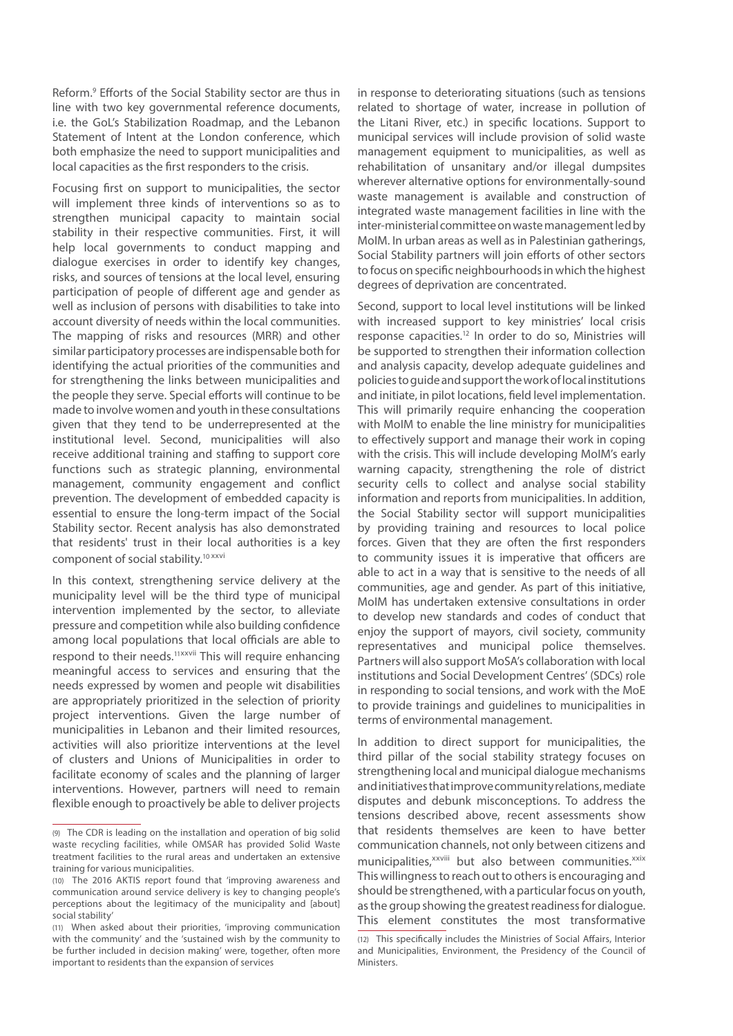Reform.[9] Efforts of the Social Stability sector are thus in line with two key governmental reference documents, i.e. the GoL's Stabilization Roadmap, and the Lebanon Statement of Intent at the London conference, which both emphasize the need to support municipalities and local capacities as the first responders to the crisis.

Focusing first on support to municipalities, the sector will implement three kinds of interventions so as to strengthen municipal capacity to maintain social stability in their respective communities. First, it will help local governments to conduct mapping and dialogue exercises in order to identify key changes, risks, and sources of tensions at the local level, ensuring participation of people of different age and gender as well as inclusion of persons with disabilities to take into account diversity of needs within the local communities. The mapping of risks and resources (MRR) and other similar participatory processes are indispensable both for identifying the actual priorities of the communities and for strengthening the links between municipalities and the people they serve. Special efforts will continue to be made to involve women and youth in these consultations given that they tend to be underrepresented at the institutional level. Second, municipalities will also receive additional training and staffing to support core functions such as strategic planning, environmental management, community engagement and conflict prevention. The development of embedded capacity is essential to ensure the long-term impact of the Social Stability sector. Recent analysis has also demonstrated that residents' trust in their local authorities is a key component of social stability.[10 xxvi]

In this context, strengthening service delivery at the municipality level will be the third type of municipal intervention implemented by the sector, to alleviate pressure and competition while also building confidence among local populations that local officials are able to respond to their needs.[11xxvii] This will require enhancing meaningful access to services and ensuring that the needs expressed by women and people wit disabilities are appropriately prioritized in the selection of priority project interventions. Given the large number of municipalities in Lebanon and their limited resources, activities will also prioritize interventions at the level of clusters and Unions of Municipalities in order to facilitate economy of scales and the planning of larger interventions. However, partners will need to remain flexible enough to proactively be able to deliver projects in response to deteriorating situations (such as tensions related to shortage of water, increase in pollution of the Litani River, etc.) in specific locations. Support to municipal services will include provision of solid waste management equipment to municipalities, as well as rehabilitation of unsanitary and/or illegal dumpsites wherever alternative options for environmentally-sound waste management is available and construction of integrated waste management facilities in line with the inter-ministerial committee on waste management led by MoIM. In urban areas as well as in Palestinian gatherings, Social Stability partners will join efforts of other sectors to focus on specific neighbourhoods in which the highest degrees of deprivation are concentrated.

Second, support to local level institutions will be linked with increased support to key ministries' local crisis response capacities.[12] In order to do so, Ministries will be supported to strengthen their information collection and analysis capacity, develop adequate guidelines and policies to guide and support the work of local institutions and initiate, in pilot locations, field level implementation. This will primarily require enhancing the cooperation with MoIM to enable the line ministry for municipalities to effectively support and manage their work in coping with the crisis. This will include developing MoIM's early warning capacity, strengthening the role of district security cells to collect and analyse social stability information and reports from municipalities. In addition, the Social Stability sector will support municipalities by providing training and resources to local police forces. Given that they are often the first responders to community issues it is imperative that officers are able to act in a way that is sensitive to the needs of all communities, age and gender. As part of this initiative, MoIM has undertaken extensive consultations in order to develop new standards and codes of conduct that enjoy the support of mayors, civil society, community representatives and municipal police themselves. Partners will also support MoSA's collaboration with local institutions and Social Development Centres' (SDCs) role in responding to social tensions, and work with the MoE to provide trainings and guidelines to municipalities in terms of environmental management.

In addition to direct support for municipalities, the third pillar of the social stability strategy focuses on strengthening local and municipal dialogue mechanisms and initiatives that improve community relations, mediate disputes and debunk misconceptions. To address the tensions described above, recent assessments show that residents themselves are keen to have better communication channels, not only between citizens and municipalities,[xxviii] but also between communities.[xxix] This willingness to reach out to others is encouraging and should be strengthened, with a particular focus on youth, as the group showing the greatest readiness for dialogue. This element constitutes the most transformative

(9) The CDR is leading on the installation and operation of big solid waste recycling facilities, while OMSAR has provided Solid Waste treatment facilities to the rural areas and undertaken an extensive training for various municipalities.

(10) The 2016 AKTIS report found that 'improving awareness and communication around service delivery is key to changing people's perceptions about the legitimacy of the municipality and [about] social stability'

(11) When asked about their priorities, 'improving communication with the community' and the 'sustained wish by the community to be further included in decision making' were, together, often more important to residents than the expansion of services

(12) This specifically includes the Ministries of Social Affairs, Interior and Municipalities, Environment, the Presidency of the Council of Ministers.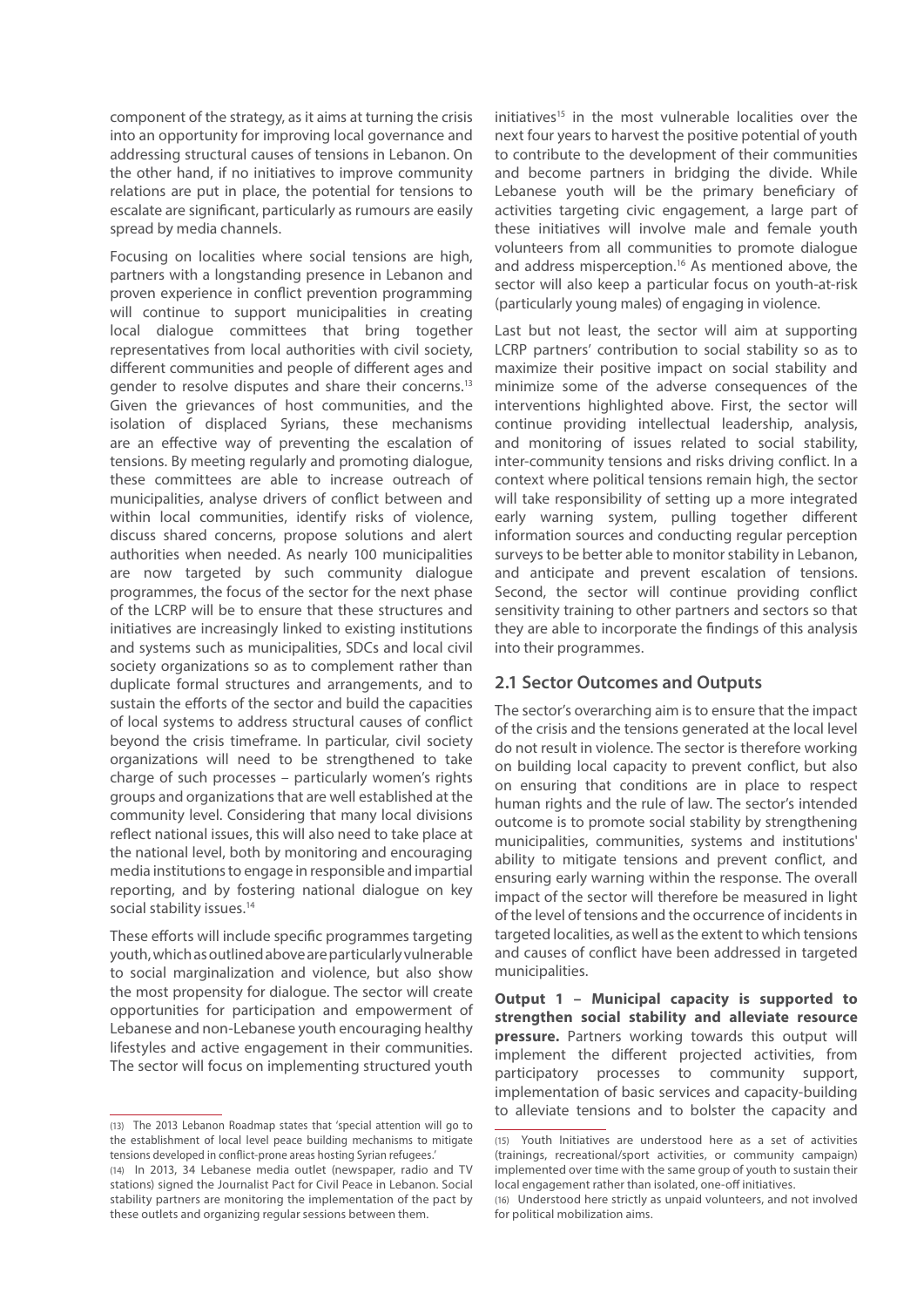component of the strategy, as it aims at turning the crisis into an opportunity for improving local governance and addressing structural causes of tensions in Lebanon. On the other hand, if no initiatives to improve community relations are put in place, the potential for tensions to escalate are significant, particularly as rumours are easily spread by media channels.

Focusing on localities where social tensions are high, partners with a longstanding presence in Lebanon and proven experience in conflict prevention programming will continue to support municipalities in creating local dialogue committees that bring together representatives from local authorities with civil society, different communities and people of different ages and gender to resolve disputes and share their concerns.[13] Given the grievances of host communities, and the isolation of displaced Syrians, these mechanisms are an effective way of preventing the escalation of tensions. By meeting regularly and promoting dialogue, these committees are able to increase outreach of municipalities, analyse drivers of conflict between and within local communities, identify risks of violence, discuss shared concerns, propose solutions and alert authorities when needed. As nearly 100 municipalities are now targeted by such community dialogue programmes, the focus of the sector for the next phase of the LCRP will be to ensure that these structures and initiatives are increasingly linked to existing institutions and systems such as municipalities, SDCs and local civil society organizations so as to complement rather than duplicate formal structures and arrangements, and to sustain the efforts of the sector and build the capacities of local systems to address structural causes of conflict beyond the crisis timeframe. In particular, civil society organizations will need to be strengthened to take charge of such processes – particularly women's rights groups and organizations that are well established at the community level. Considering that many local divisions reflect national issues, this will also need to take place at the national level, both by monitoring and encouraging media institutions to engage in responsible and impartial reporting, and by fostering national dialogue on key social stability issues.[14]

These efforts will include specific programmes targeting youth, which as outlined above are particularly vulnerable to social marginalization and violence, but also show the most propensity for dialogue. The sector will create opportunities for participation and empowerment of Lebanese and non-Lebanese youth encouraging healthy lifestyles and active engagement in their communities. The sector will focus on implementing structured youth initiatives[15] in the most vulnerable localities over the next four years to harvest the positive potential of youth to contribute to the development of their communities and become partners in bridging the divide. While Lebanese youth will be the primary beneficiary of activities targeting civic engagement, a large part of these initiatives will involve male and female youth volunteers from all communities to promote dialogue and address misperception.[16] As mentioned above, the sector will also keep a particular focus on youth-at-risk (particularly young males) of engaging in violence.

Last but not least, the sector will aim at supporting LCRP partners' contribution to social stability so as to maximize their positive impact on social stability and minimize some of the adverse consequences of the interventions highlighted above. First, the sector will continue providing intellectual leadership, analysis, and monitoring of issues related to social stability, inter-community tensions and risks driving conflict. In a context where political tensions remain high, the sector will take responsibility of setting up a more integrated early warning system, pulling together different information sources and conducting regular perception surveys to be better able to monitor stability in Lebanon, and anticipate and prevent escalation of tensions. Second, the sector will continue providing conflict sensitivity training to other partners and sectors so that they are able to incorporate the findings of this analysis into their programmes.

## 2.1 Sector Outcomes and Outputs

The sector's overarching aim is to ensure that the impact of the crisis and the tensions generated at the local level do not result in violence. The sector is therefore working on building local capacity to prevent conflict, but also on ensuring that conditions are in place to respect human rights and the rule of law. The sector's intended outcome is to promote social stability by strengthening municipalities, communities, systems and institutions' ability to mitigate tensions and prevent conflict, and ensuring early warning within the response. The overall impact of the sector will therefore be measured in light of the level of tensions and the occurrence of incidents in targeted localities, as well as the extent to which tensions and causes of conflict have been addressed in targeted municipalities.

**Output 1 – Municipal capacity is supported to strengthen social stability and alleviate resource pressure.** Partners working towards this output will implement the different projected activities, from participatory processes to community support, implementation of basic services and capacity-building to alleviate tensions and to bolster the capacity and

---

(13) The 2013 Lebanon Roadmap states that 'special attention will go to the establishment of local level peace building mechanisms to mitigate tensions developed in conflict-prone areas hosting Syrian refugees.'

(14) In 2013, 34 Lebanese media outlet (newspaper, radio and TV stations) signed the Journalist Pact for Civil Peace in Lebanon. Social stability partners are monitoring the implementation of the pact by these outlets and organizing regular sessions between them.

(15) Youth Initiatives are understood here as a set of activities (trainings, recreational/sport activities, or community campaign) implemented over time with the same group of youth to sustain their local engagement rather than isolated, one-off initiatives.

(16) Understood here strictly as unpaid volunteers, and not involved for political mobilization aims.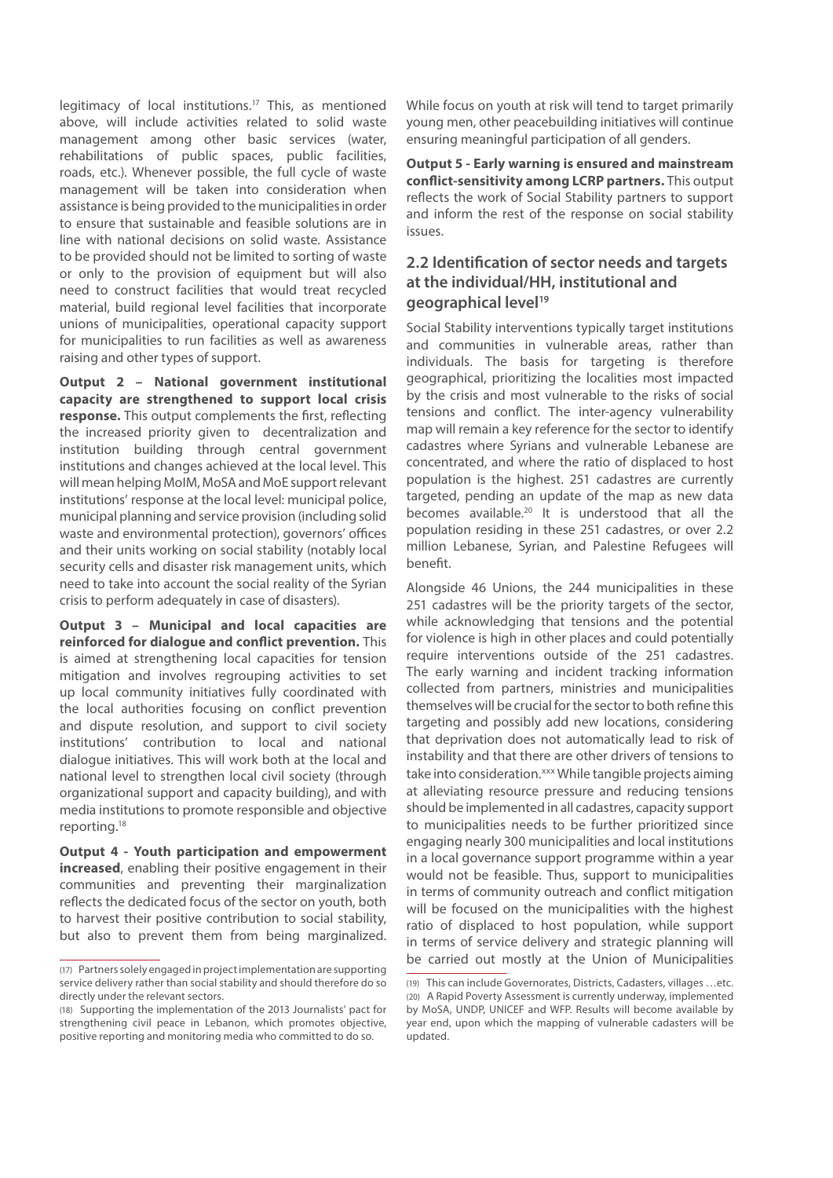legitimacy of local institutions.[17] This, as mentioned above, will include activities related to solid waste management among other basic services (water, rehabilitations of public spaces, public facilities, roads, etc.). Whenever possible, the full cycle of waste management will be taken into consideration when assistance is being provided to the municipalities in order to ensure that sustainable and feasible solutions are in line with national decisions on solid waste. Assistance to be provided should not be limited to sorting of waste or only to the provision of equipment but will also need to construct facilities that would treat recycled material, build regional level facilities that incorporate unions of municipalities, operational capacity support for municipalities to run facilities as well as awareness raising and other types of support.

**Output 2 – National government institutional capacity are strengthened to support local crisis response.** This output complements the first, reflecting the increased priority given to decentralization and institution building through central government institutions and changes achieved at the local level. This will mean helping MoIM, MoSA and MoE support relevant institutions' response at the local level: municipal police, municipal planning and service provision (including solid waste and environmental protection), governors' offices and their units working on social stability (notably local security cells and disaster risk management units, which need to take into account the social reality of the Syrian crisis to perform adequately in case of disasters).

**Output 3 – Municipal and local capacities are reinforced for dialogue and conflict prevention.** This is aimed at strengthening local capacities for tension mitigation and involves regrouping activities to set up local community initiatives fully coordinated with the local authorities focusing on conflict prevention and dispute resolution, and support to civil society institutions' contribution to local and national dialogue initiatives. This will work both at the local and national level to strengthen local civil society (through organizational support and capacity building), and with media institutions to promote responsible and objective reporting.[18]

**Output 4 - Youth participation and empowerment increased**, enabling their positive engagement in their communities and preventing their marginalization reflects the dedicated focus of the sector on youth, both to harvest their positive contribution to social stability, but also to prevent them from being marginalized. While focus on youth at risk will tend to target primarily young men, other peacebuilding initiatives will continue ensuring meaningful participation of all genders.

**Output 5 - Early warning is ensured and mainstream conflict-sensitivity among LCRP partners.** This output reflects the work of Social Stability partners to support and inform the rest of the response on social stability issues.

## 2.2 Identification of sector needs and targets at the individual/HH, institutional and geographical level[19]

Social Stability interventions typically target institutions and communities in vulnerable areas, rather than individuals. The basis for targeting is therefore geographical, prioritizing the localities most impacted by the crisis and most vulnerable to the risks of social tensions and conflict. The inter-agency vulnerability map will remain a key reference for the sector to identify cadastres where Syrians and vulnerable Lebanese are concentrated, and where the ratio of displaced to host population is the highest. 251 cadastres are currently targeted, pending an update of the map as new data becomes available.[20] It is understood that all the population residing in these 251 cadastres, or over 2.2 million Lebanese, Syrian, and Palestine Refugees will benefit.

Alongside 46 Unions, the 244 municipalities in these 251 cadastres will be the priority targets of the sector, while acknowledging that tensions and the potential for violence is high in other places and could potentially require interventions outside of the 251 cadastres. The early warning and incident tracking information collected from partners, ministries and municipalities themselves will be crucial for the sector to both refine this targeting and possibly add new locations, considering that deprivation does not automatically lead to risk of instability and that there are other drivers of tensions to take into consideration.[xxx] While tangible projects aiming at alleviating resource pressure and reducing tensions should be implemented in all cadastres, capacity support to municipalities needs to be further prioritized since engaging nearly 300 municipalities and local institutions in a local governance support programme within a year would not be feasible. Thus, support to municipalities in terms of community outreach and conflict mitigation will be focused on the municipalities with the highest ratio of displaced to host population, while support in terms of service delivery and strategic planning will be carried out mostly at the Union of Municipalities

(17) Partners solely engaged in project implementation are supporting service delivery rather than social stability and should therefore do so directly under the relevant sectors.

(18) Supporting the implementation of the 2013 Journalists' pact for strengthening civil peace in Lebanon, which promotes objective, positive reporting and monitoring media who committed to do so.

(19) This can include Governorates, Districts, Cadasters, villages …etc.

(20) A Rapid Poverty Assessment is currently underway, implemented by MoSA, UNDP, UNICEF and WFP. Results will become available by year end, upon which the mapping of vulnerable cadasters will be updated.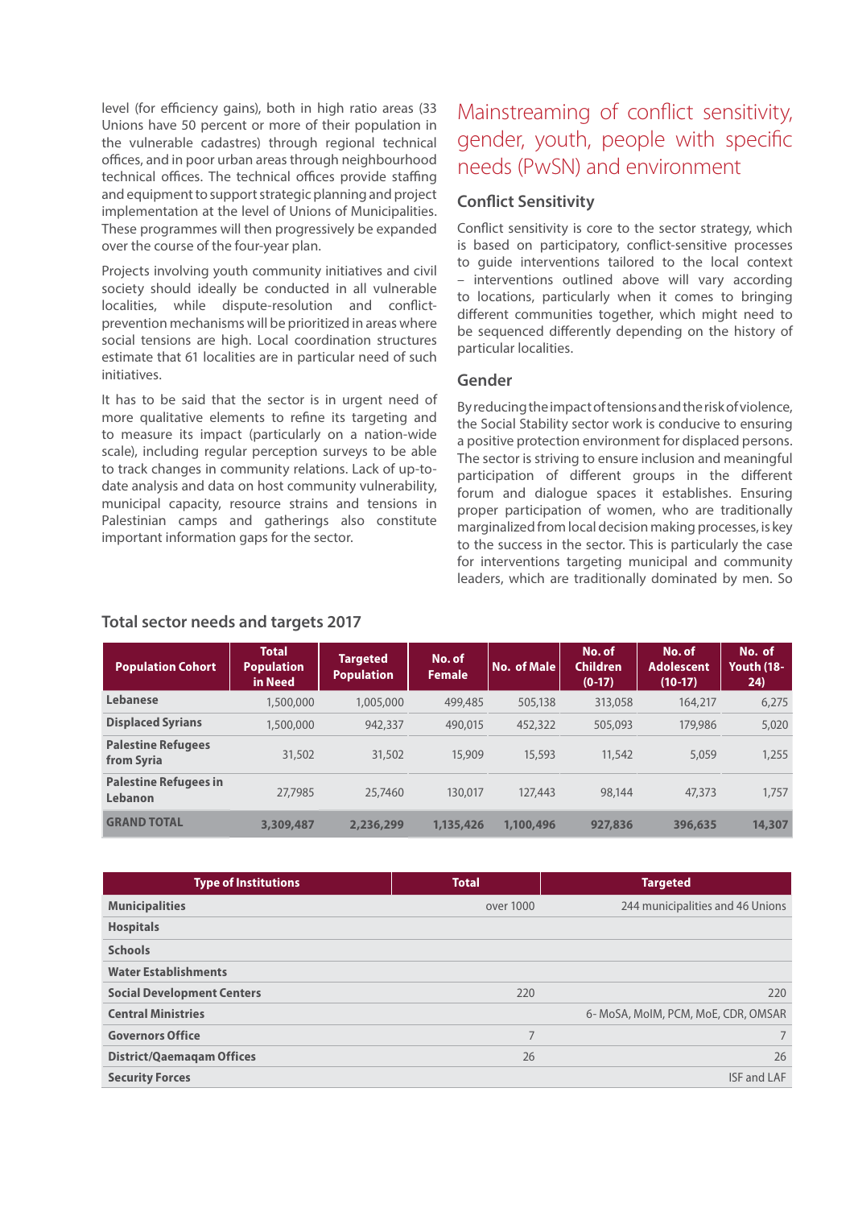level (for efficiency gains), both in high ratio areas (33 Unions have 50 percent or more of their population in the vulnerable cadastres) through regional technical offices, and in poor urban areas through neighbourhood technical offices. The technical offices provide staffing and equipment to support strategic planning and project implementation at the level of Unions of Municipalities. These programmes will then progressively be expanded over the course of the four-year plan.

Projects involving youth community initiatives and civil society should ideally be conducted in all vulnerable localities, while dispute-resolution and conflict-prevention mechanisms will be prioritized in areas where social tensions are high. Local coordination structures estimate that 61 localities are in particular need of such initiatives.

It has to be said that the sector is in urgent need of more qualitative elements to refine its targeting and to measure its impact (particularly on a nation-wide scale), including regular perception surveys to be able to track changes in community relations. Lack of up-to-date analysis and data on host community vulnerability, municipal capacity, resource strains and tensions in Palestinian camps and gatherings also constitute important information gaps for the sector.

## Mainstreaming of conflict sensitivity, gender, youth, people with specific needs (PwSN) and environment

### Conflict Sensitivity

Conflict sensitivity is core to the sector strategy, which is based on participatory, conflict-sensitive processes to guide interventions tailored to the local context – interventions outlined above will vary according to locations, particularly when it comes to bringing different communities together, which might need to be sequenced differently depending on the history of particular localities.

### Gender

By reducing the impact of tensions and the risk of violence, the Social Stability sector work is conducive to ensuring a positive protection environment for displaced persons. The sector is striving to ensure inclusion and meaningful participation of different groups in the different forum and dialogue spaces it establishes. Ensuring proper participation of women, who are traditionally marginalized from local decision making processes, is key to the success in the sector. This is particularly the case for interventions targeting municipal and community leaders, which are traditionally dominated by men. So

### Total sector needs and targets 2017

| Population Cohort | Total Population in Need | Targeted Population | No. of Female | No. of Male | No. of Children (0-17) | No. of Adolescent (10-17) | No. of Youth (18-24) |
|---|---|---|---|---|---|---|---|
| Lebanese | 1,500,000 | 1,005,000 | 499,485 | 505,138 | 313,058 | 164,217 | 6,275 |
| Displaced Syrians | 1,500,000 | 942,337 | 490,015 | 452,322 | 505,093 | 179,986 | 5,020 |
| Palestine Refugees from Syria | 31,502 | 31,502 | 15,909 | 15,593 | 11,542 | 5,059 | 1,255 |
| Palestine Refugees in Lebanon | 27,7985 | 25,7460 | 130,017 | 127,443 | 98,144 | 47,373 | 1,757 |
| **GRAND TOTAL** | **3,309,487** | **2,236,299** | **1,135,426** | **1,100,496** | **927,836** | **396,635** | **14,307** |

| Type of Institutions | Total | Targeted |
|---|---|---|
| Municipalities | over 1000 | 244 municipalities and 46 Unions |
| Hospitals | | |
| Schools | | |
| Water Establishments | | |
| Social Development Centers | 220 | 220 |
| Central Ministries | | 6- MoSA, MoIM, PCM, MoE, CDR, OMSAR |
| Governors Office | 7 | 7 |
| District/Qaemaqam Offices | 26 | 26 |
| Security Forces | | ISF and LAF |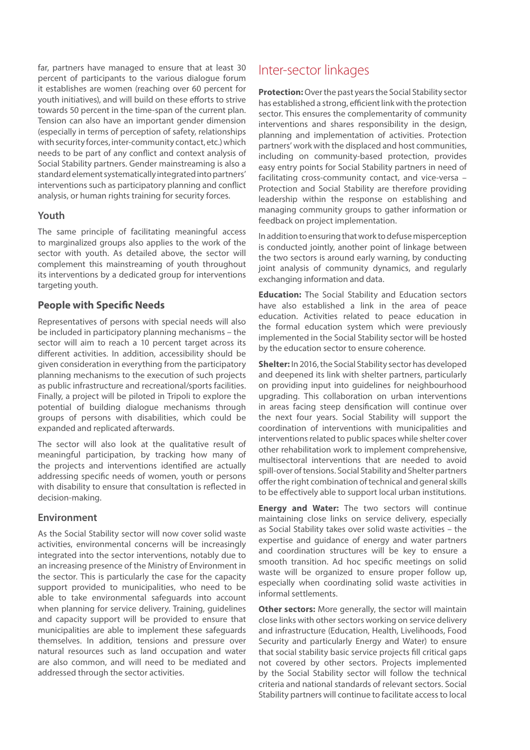far, partners have managed to ensure that at least 30 percent of participants to the various dialogue forum it establishes are women (reaching over 60 percent for youth initiatives), and will build on these efforts to strive towards 50 percent in the time-span of the current plan. Tension can also have an important gender dimension (especially in terms of perception of safety, relationships with security forces, inter-community contact, etc.) which needs to be part of any conflict and context analysis of Social Stability partners. Gender mainstreaming is also a standard element systematically integrated into partners' interventions such as participatory planning and conflict analysis, or human rights training for security forces.

### Youth

The same principle of facilitating meaningful access to marginalized groups also applies to the work of the sector with youth. As detailed above, the sector will complement this mainstreaming of youth throughout its interventions by a dedicated group for interventions targeting youth.

### People with Specific Needs

Representatives of persons with special needs will also be included in participatory planning mechanisms – the sector will aim to reach a 10 percent target across its different activities. In addition, accessibility should be given consideration in everything from the participatory planning mechanisms to the execution of such projects as public infrastructure and recreational/sports facilities. Finally, a project will be piloted in Tripoli to explore the potential of building dialogue mechanisms through groups of persons with disabilities, which could be expanded and replicated afterwards.

The sector will also look at the qualitative result of meaningful participation, by tracking how many of the projects and interventions identified are actually addressing specific needs of women, youth or persons with disability to ensure that consultation is reflected in decision-making.

### Environment

As the Social Stability sector will now cover solid waste activities, environmental concerns will be increasingly integrated into the sector interventions, notably due to an increasing presence of the Ministry of Environment in the sector. This is particularly the case for the capacity support provided to municipalities, who need to be able to take environmental safeguards into account when planning for service delivery. Training, guidelines and capacity support will be provided to ensure that municipalities are able to implement these safeguards themselves. In addition, tensions and pressure over natural resources such as land occupation and water are also common, and will need to be mediated and addressed through the sector activities.

## Inter-sector linkages

**Protection:** Over the past years the Social Stability sector has established a strong, efficient link with the protection sector. This ensures the complementarity of community interventions and shares responsibility in the design, planning and implementation of activities. Protection partners' work with the displaced and host communities, including on community-based protection, provides easy entry points for Social Stability partners in need of facilitating cross-community contact, and vice-versa – Protection and Social Stability are therefore providing leadership within the response on establishing and managing community groups to gather information or feedback on project implementation.

In addition to ensuring that work to defuse misperception is conducted jointly, another point of linkage between the two sectors is around early warning, by conducting joint analysis of community dynamics, and regularly exchanging information and data.

**Education:** The Social Stability and Education sectors have also established a link in the area of peace education. Activities related to peace education in the formal education system which were previously implemented in the Social Stability sector will be hosted by the education sector to ensure coherence.

**Shelter:** In 2016, the Social Stability sector has developed and deepened its link with shelter partners, particularly on providing input into guidelines for neighbourhood upgrading. This collaboration on urban interventions in areas facing steep densification will continue over the next four years. Social Stability will support the coordination of interventions with municipalities and interventions related to public spaces while shelter cover other rehabilitation work to implement comprehensive, multisectoral interventions that are needed to avoid spill-over of tensions. Social Stability and Shelter partners offer the right combination of technical and general skills to be effectively able to support local urban institutions.

**Energy and Water:** The two sectors will continue maintaining close links on service delivery, especially as Social Stability takes over solid waste activities – the expertise and guidance of energy and water partners and coordination structures will be key to ensure a smooth transition. Ad hoc specific meetings on solid waste will be organized to ensure proper follow up, especially when coordinating solid waste activities in informal settlements.

**Other sectors:** More generally, the sector will maintain close links with other sectors working on service delivery and infrastructure (Education, Health, Livelihoods, Food Security and particularly Energy and Water) to ensure that social stability basic service projects fill critical gaps not covered by other sectors. Projects implemented by the Social Stability sector will follow the technical criteria and national standards of relevant sectors. Social Stability partners will continue to facilitate access to local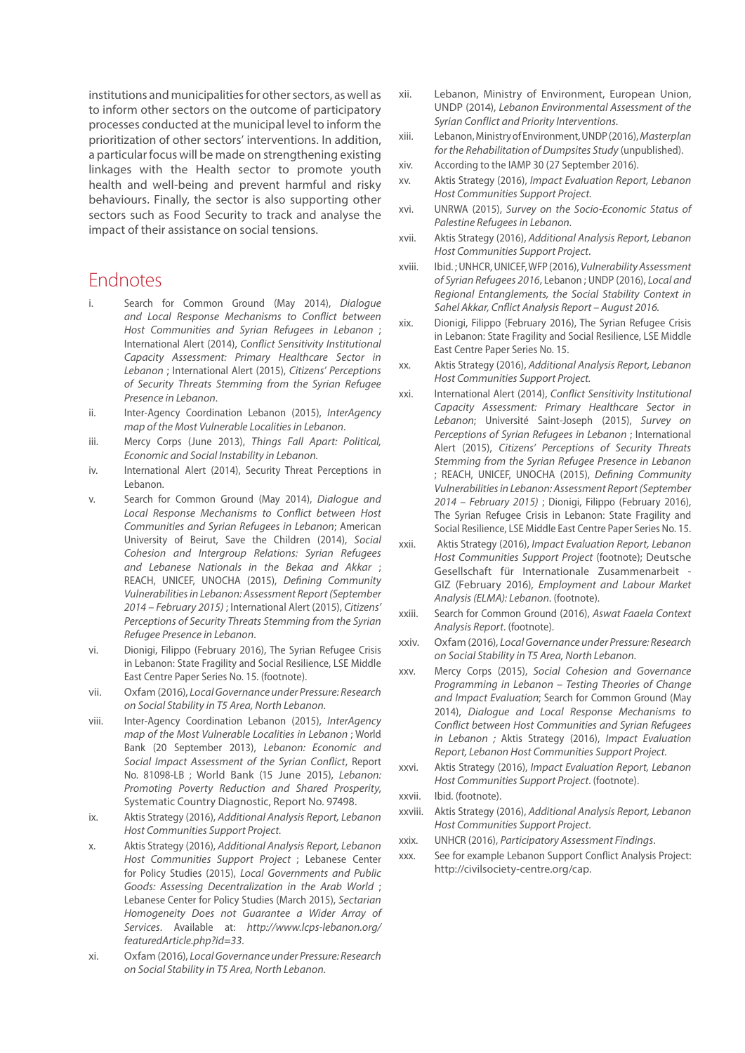institutions and municipalities for other sectors, as well as to inform other sectors on the outcome of participatory processes conducted at the municipal level to inform the prioritization of other sectors' interventions. In addition, a particular focus will be made on strengthening existing linkages with the Health sector to promote youth health and well-being and prevent harmful and risky behaviours. Finally, the sector is also supporting other sectors such as Food Security to track and analyse the impact of their assistance on social tensions.

## Endnotes

i. Search for Common Ground (May 2014), *Dialogue and Local Response Mechanisms to Conflict between Host Communities and Syrian Refugees in Lebanon* ; International Alert (2014), *Conflict Sensitivity Institutional Capacity Assessment: Primary Healthcare Sector in Lebanon* ; International Alert (2015), *Citizens' Perceptions of Security Threats Stemming from the Syrian Refugee Presence in Lebanon*.

ii. Inter-Agency Coordination Lebanon (2015), *InterAgency map of the Most Vulnerable Localities in Lebanon*.

iii. Mercy Corps (June 2013), *Things Fall Apart: Political, Economic and Social Instability in Lebanon*.

iv. International Alert (2014), Security Threat Perceptions in Lebanon.

v. Search for Common Ground (May 2014), *Dialogue and Local Response Mechanisms to Conflict between Host Communities and Syrian Refugees in Lebanon*; American University of Beirut, Save the Children (2014), *Social Cohesion and Intergroup Relations: Syrian Refugees and Lebanese Nationals in the Bekaa and Akkar* ; REACH, UNICEF, UNOCHA (2015), *Defining Community Vulnerabilities in Lebanon: Assessment Report (September 2014 – February 2015)* ; International Alert (2015), *Citizens' Perceptions of Security Threats Stemming from the Syrian Refugee Presence in Lebanon*.

vi. Dionigi, Filippo (February 2016), The Syrian Refugee Crisis in Lebanon: State Fragility and Social Resilience, LSE Middle East Centre Paper Series No. 15. (footnote).

vii. Oxfam (2016), *Local Governance under Pressure: Research on Social Stability in T5 Area, North Lebanon*.

viii. Inter-Agency Coordination Lebanon (2015), *InterAgency map of the Most Vulnerable Localities in Lebanon* ; World Bank (20 September 2013), *Lebanon: Economic and Social Impact Assessment of the Syrian Conflict*, Report No. 81098-LB ; World Bank (15 June 2015), *Lebanon: Promoting Poverty Reduction and Shared Prosperity*, Systematic Country Diagnostic, Report No. 97498.

ix. Aktis Strategy (2016), *Additional Analysis Report, Lebanon Host Communities Support Project.*

x. Aktis Strategy (2016), *Additional Analysis Report, Lebanon Host Communities Support Project* ; Lebanese Center for Policy Studies (2015), *Local Governments and Public Goods: Assessing Decentralization in the Arab World* ; Lebanese Center for Policy Studies (March 2015), *Sectarian Homogeneity Does not Guarantee a Wider Array of Services*. Available at: *http://www.lcps-lebanon.org/featuredArticle.php?id=33*.

xi. Oxfam (2016), *Local Governance under Pressure: Research on Social Stability in T5 Area, North Lebanon.*

xii. Lebanon, Ministry of Environment, European Union, UNDP (2014), *Lebanon Environmental Assessment of the Syrian Conflict and Priority Interventions.*

xiii. Lebanon, Ministry of Environment, UNDP (2016), *Masterplan for the Rehabilitation of Dumpsites Study* (unpublished).

xiv. According to the IAMP 30 (27 September 2016).

xv. Aktis Strategy (2016), *Impact Evaluation Report, Lebanon Host Communities Support Project.*

xvi. UNRWA (2015), *Survey on the Socio-Economic Status of Palestine Refugees in Lebanon.*

xvii. Aktis Strategy (2016), *Additional Analysis Report, Lebanon Host Communities Support Project*.

xviii. Ibid. ; UNHCR, UNICEF, WFP (2016), *Vulnerability Assessment of Syrian Refugees 2016*, Lebanon ; UNDP (2016), *Local and Regional Entanglements, the Social Stability Context in Sahel Akkar, Cnflict Analysis Report – August 2016.*

xix. Dionigi, Filippo (February 2016), The Syrian Refugee Crisis in Lebanon: State Fragility and Social Resilience, LSE Middle East Centre Paper Series No. 15.

xx. Aktis Strategy (2016), *Additional Analysis Report, Lebanon Host Communities Support Project.*

xxi. International Alert (2014), *Conflict Sensitivity Institutional Capacity Assessment: Primary Healthcare Sector in Lebanon*; Université Saint-Joseph (2015), *Survey on Perceptions of Syrian Refugees in Lebanon* ; International Alert (2015), *Citizens' Perceptions of Security Threats Stemming from the Syrian Refugee Presence in Lebanon* ; REACH, UNICEF, UNOCHA (2015), *Defining Community Vulnerabilities in Lebanon: Assessment Report (September 2014 – February 2015)* ; Dionigi, Filippo (February 2016), The Syrian Refugee Crisis in Lebanon: State Fragility and Social Resilience, LSE Middle East Centre Paper Series No. 15.

xxii. Aktis Strategy (2016), *Impact Evaluation Report, Lebanon Host Communities Support Project* (footnote); Deutsche Gesellschaft für Internationale Zusammenarbeit - GIZ (February 2016), *Employment and Labour Market Analysis (ELMA): Lebanon*. (footnote).

xxiii. Search for Common Ground (2016), *Aswat Faaela Context Analysis Report*. (footnote).

xxiv. Oxfam (2016), *Local Governance under Pressure: Research on Social Stability in T5 Area, North Lebanon.*

xxv. Mercy Corps (2015), *Social Cohesion and Governance Programming in Lebanon – Testing Theories of Change and Impact Evaluation*; Search for Common Ground (May 2014), *Dialogue and Local Response Mechanisms to Conflict between Host Communities and Syrian Refugees in Lebanon ;* Aktis Strategy (2016), *Impact Evaluation Report, Lebanon Host Communities Support Project.*

xxvi. Aktis Strategy (2016), *Impact Evaluation Report, Lebanon Host Communities Support Project*. (footnote).

xxvii. Ibid. (footnote).

xxviii. Aktis Strategy (2016), *Additional Analysis Report, Lebanon Host Communities Support Project*.

xxix. UNHCR (2016), *Participatory Assessment Findings*.

xxx. See for example Lebanon Support Conflict Analysis Project: http://civilsociety-centre.org/cap.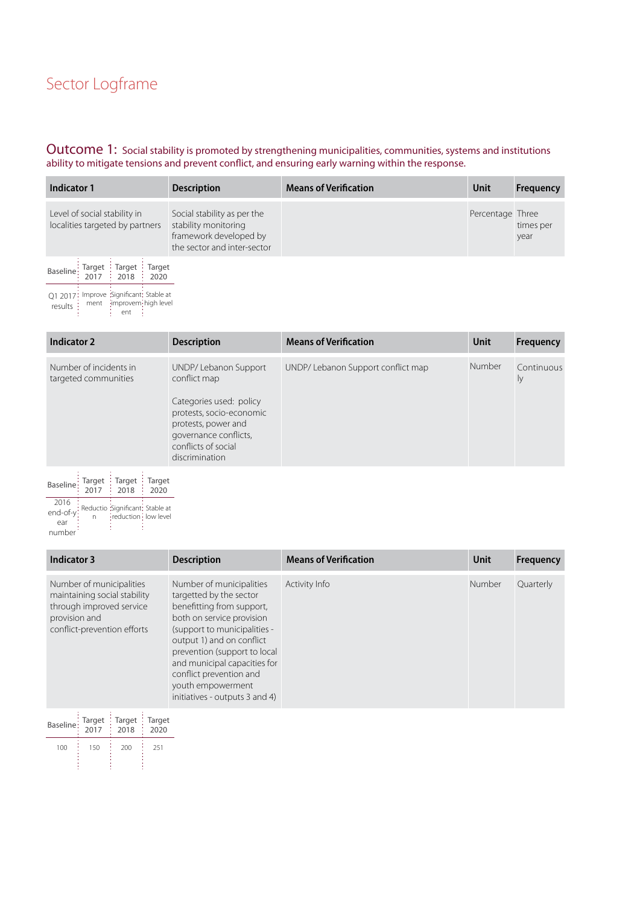# Sector Logframe

## Outcome 1: Social stability is promoted by strengthening municipalities, communities, systems and institutions ability to mitigate tensions and prevent conflict, and ensuring early warning within the response.

| Indicator 1 | Description | Means of Verification | Unit | Frequency |
|---|---|---|---|---|
| Level of social stability in localities targeted by partners | Social stability as per the stability monitoring framework developed by the sector and inter-sector | | Percentage | Three times per year |

| Baseline | Target 2017 | Target 2018 | Target 2020 |
|---|---|---|---|
| Q1 2017 results | Improvement | Significant improvement | Stable at high level |

| Indicator 2 | Description | Means of Verification | Unit | Frequency |
|---|---|---|---|---|
| Number of incidents in targeted communities | UNDP/ Lebanon Support conflict map<br><br>Categories used: policy protests, socio-economic protests, power and governance conflicts, conflicts of social discrimination | UNDP/ Lebanon Support conflict map | Number | Continuously |

| Baseline | Target 2017 | Target 2018 | Target 2020 |
|---|---|---|---|
| 2016 end-of-year number | Reduction | Significant reduction | Stable at low level |

| Indicator 3 | Description | Means of Verification | Unit | Frequency |
|---|---|---|---|---|
| Number of municipalities maintaining social stability through improved service provision and conflict-prevention efforts | Number of municipalities targetted by the sector benefitting from support, both on service provision (support to municipalities - output 1) and on conflict prevention (support to local and municipal capacities for conflict prevention and youth empowerment initiatives - outputs 3 and 4) | Activity Info | Number | Quarterly |

| Baseline | Target 2017 | Target 2018 | Target 2020 |
|---|---|---|---|
| 100 | 150 | 200 | 251 |